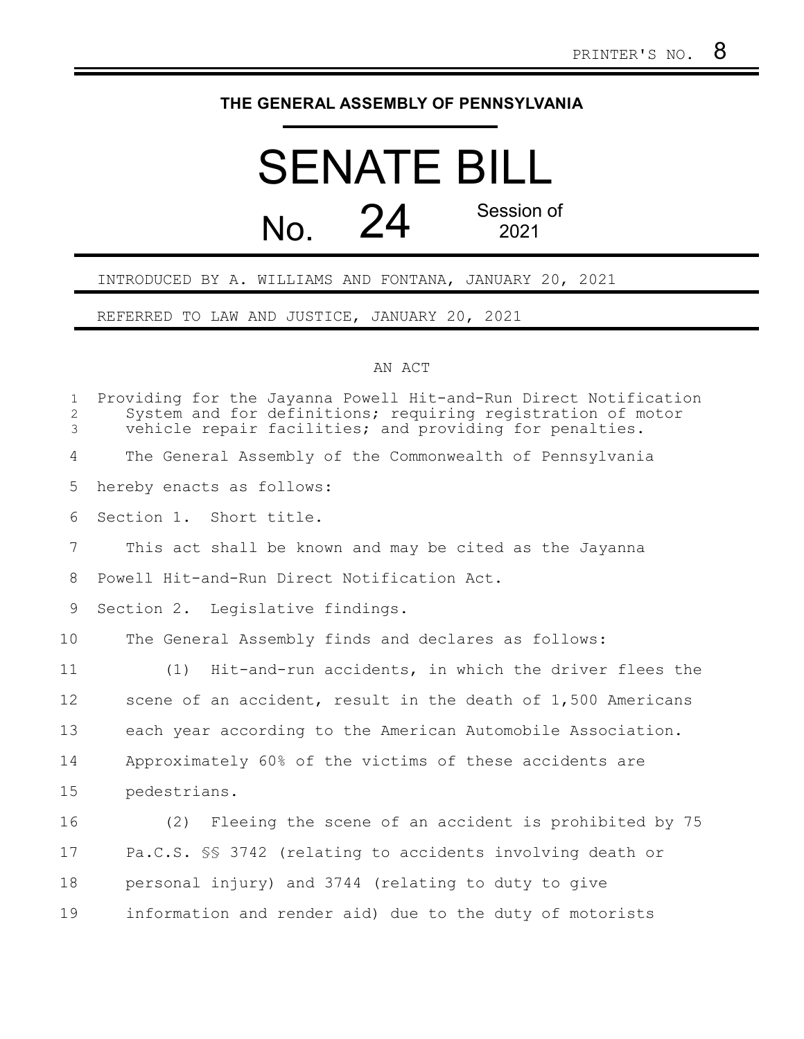PRINTER'S NO. 8

# THE GENERAL ASSEMBLY OF PENNSYLVANIA

# SENATE BILL

## No. 24 Session of 2021

INTRODUCED BY A. WILLIAMS AND FONTANA, JANUARY 20, 2021

REFERRED TO LAW AND JUSTICE, JANUARY 20, 2021

AN ACT

Providing for the Jayanna Powell Hit-and-Run Direct Notification System and for definitions; requiring registration of motor vehicle repair facilities; and providing for penalties.

The General Assembly of the Commonwealth of Pennsylvania hereby enacts as follows:

Section 1. Short title.

This act shall be known and may be cited as the Jayanna Powell Hit-and-Run Direct Notification Act.

Section 2. Legislative findings.

The General Assembly finds and declares as follows:

(1) Hit-and-run accidents, in which the driver flees the scene of an accident, result in the death of 1,500 Americans each year according to the American Automobile Association. Approximately 60% of the victims of these accidents are pedestrians.

(2) Fleeing the scene of an accident is prohibited by 75 Pa.C.S. §§ 3742 (relating to accidents involving death or personal injury) and 3744 (relating to duty to give information and render aid) due to the duty of motorists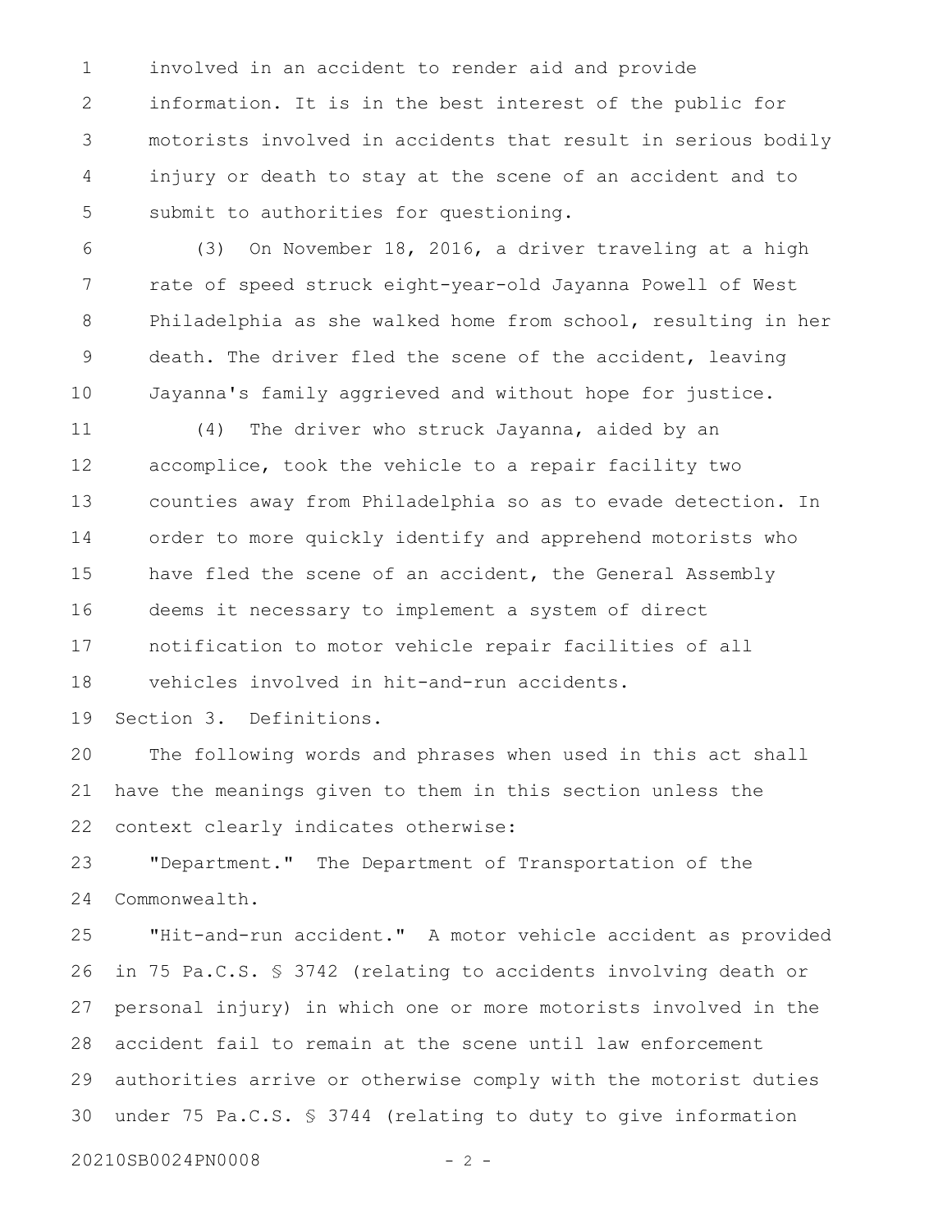involved in an accident to render aid and provide information. It is in the best interest of the public for motorists involved in accidents that result in serious bodily injury or death to stay at the scene of an accident and to submit to authorities for questioning.

(3) On November 18, 2016, a driver traveling at a high rate of speed struck eight-year-old Jayanna Powell of West Philadelphia as she walked home from school, resulting in her death. The driver fled the scene of the accident, leaving Jayanna's family aggrieved and without hope for justice.

(4) The driver who struck Jayanna, aided by an accomplice, took the vehicle to a repair facility two counties away from Philadelphia so as to evade detection. In order to more quickly identify and apprehend motorists who have fled the scene of an accident, the General Assembly deems it necessary to implement a system of direct notification to motor vehicle repair facilities of all vehicles involved in hit-and-run accidents.

Section 3. Definitions.

The following words and phrases when used in this act shall have the meanings given to them in this section unless the context clearly indicates otherwise:

"Department." The Department of Transportation of the Commonwealth.

"Hit-and-run accident." A motor vehicle accident as provided in 75 Pa.C.S. § 3742 (relating to accidents involving death or personal injury) in which one or more motorists involved in the accident fail to remain at the scene until law enforcement authorities arrive or otherwise comply with the motorist duties under 75 Pa.C.S. § 3744 (relating to duty to give information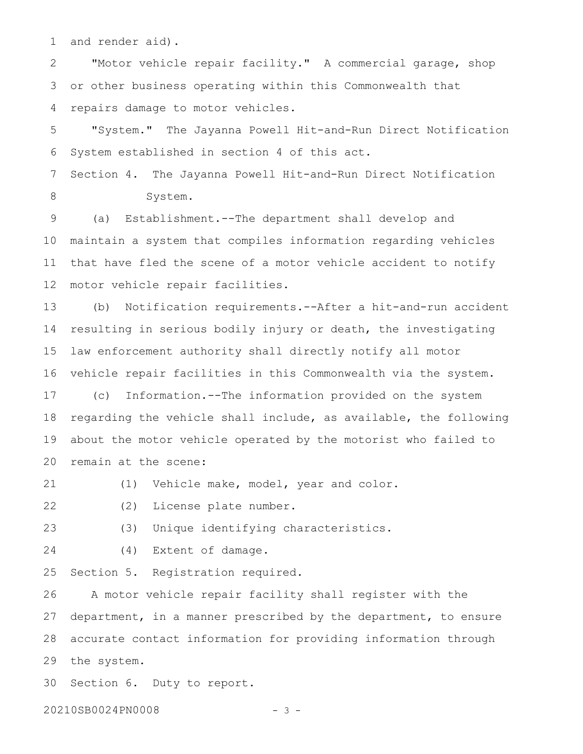and render aid).

"Motor vehicle repair facility." A commercial garage, shop or other business operating within this Commonwealth that repairs damage to motor vehicles.

"System." The Jayanna Powell Hit-and-Run Direct Notification System established in section 4 of this act.

Section 4. The Jayanna Powell Hit-and-Run Direct Notification System.

(a) Establishment.--The department shall develop and maintain a system that compiles information regarding vehicles that have fled the scene of a motor vehicle accident to notify motor vehicle repair facilities.

(b) Notification requirements.--After a hit-and-run accident resulting in serious bodily injury or death, the investigating law enforcement authority shall directly notify all motor vehicle repair facilities in this Commonwealth via the system.

(c) Information.--The information provided on the system regarding the vehicle shall include, as available, the following about the motor vehicle operated by the motorist who failed to remain at the scene:

(1) Vehicle make, model, year and color.

(2) License plate number.

(3) Unique identifying characteristics.

(4) Extent of damage.

Section 5. Registration required.

A motor vehicle repair facility shall register with the department, in a manner prescribed by the department, to ensure accurate contact information for providing information through the system.

Section 6. Duty to report.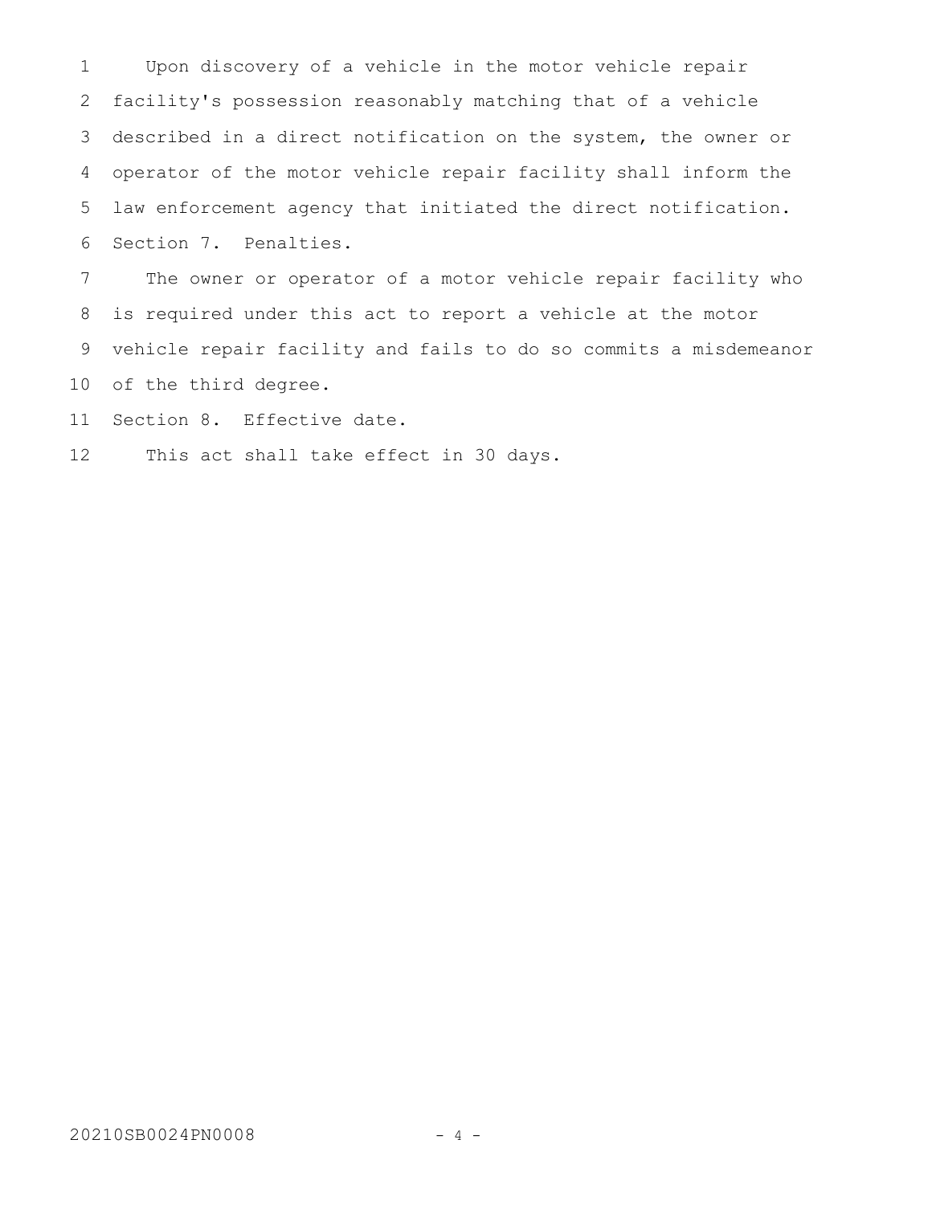Upon discovery of a vehicle in the motor vehicle repair facility's possession reasonably matching that of a vehicle described in a direct notification on the system, the owner or operator of the motor vehicle repair facility shall inform the law enforcement agency that initiated the direct notification.

Section 7. Penalties.

The owner or operator of a motor vehicle repair facility who is required under this act to report a vehicle at the motor vehicle repair facility and fails to do so commits a misdemeanor of the third degree.

Section 8. Effective date.

This act shall take effect in 30 days.